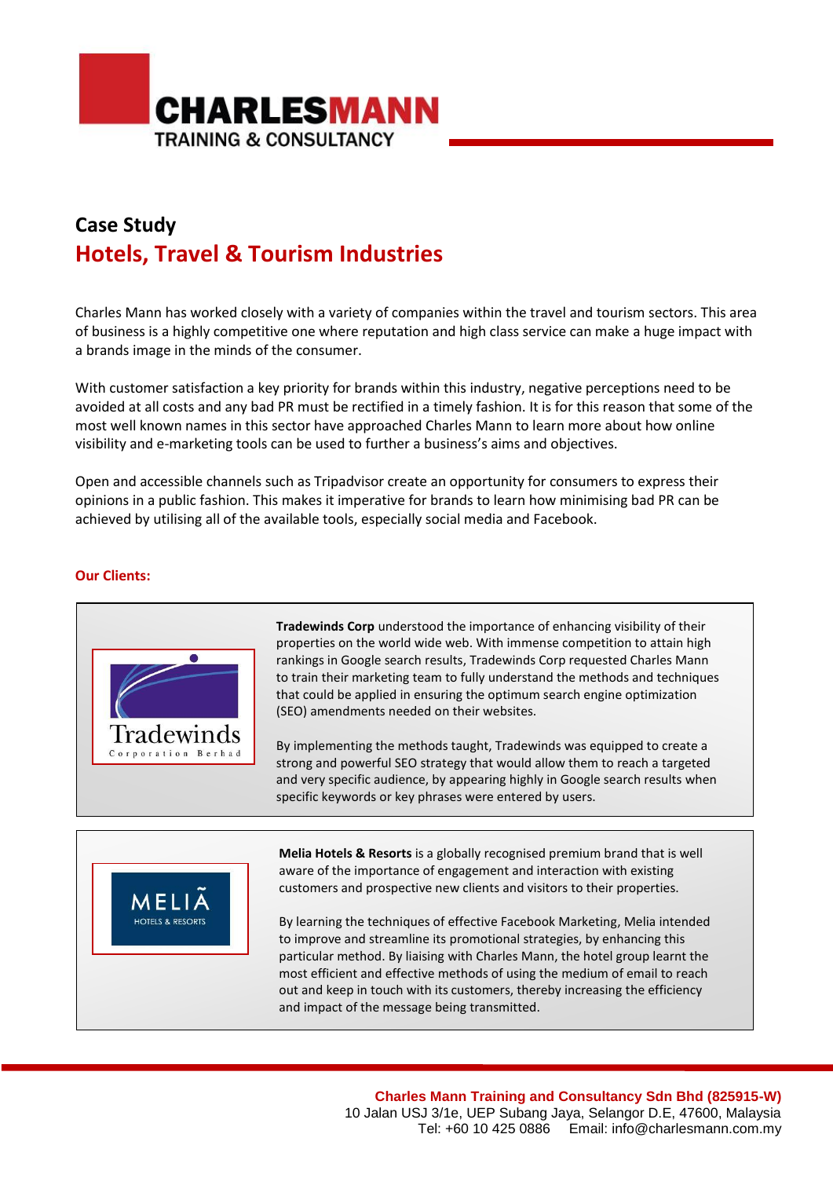# Case Study

## Hotels, Travel & Tourism Industries

Charles Mann has worked closely with a variety of companies within the travel and tourism sectors. This area of business is a highly competitive one where reputation and high class service can make a huge impact with a brands image in the minds of the consumer.

With customer satisfaction a key priority for brands within this industry, negative perceptions need to be avoided at all costs and any bad PR must be rectified in a timely fashion. It is for this reason that some of the most well known names in this sector have approached Charles Mann to learn more about how online visibility and e-marketing tools can be used to further a business's aims and objectives.

Open and accessible channels such as Tripadvisor create an opportunity for consumers to express their opinions in a public fashion. This makes it imperative for brands to learn how minimising bad PR can be achieved by utilising all of the available tools, especially social media and Facebook.

**Our Clients:**

**Tradewinds Corp** understood the importance of enhancing visibility of their properties on the world wide web. With immense competition to attain high rankings in Google search results, Tradewinds Corp requested Charles Mann to train their marketing team to fully understand the methods and techniques that could be applied in ensuring the optimum search engine optimization (SEO) amendments needed on their websites.

By implementing the methods taught, Tradewinds was equipped to create a strong and powerful SEO strategy that would allow them to reach a targeted and very specific audience, by appearing highly in Google search results when specific keywords or key phrases were entered by users.

**Melia Hotels & Resorts** is a globally recognised premium brand that is well aware of the importance of engagement and interaction with existing customers and prospective new clients and visitors to their properties.

By learning the techniques of effective Facebook Marketing, Melia intended to improve and streamline its promotional strategies, by enhancing this particular method. By liaising with Charles Mann, the hotel group learnt the most efficient and effective methods of using the medium of email to reach out and keep in touch with its customers, thereby increasing the efficiency and impact of the message being transmitted.

**Charles Mann Training and Consultancy Sdn Bhd (825915-W)**
10 Jalan USJ 3/1e, UEP Subang Jaya, Selangor D.E, 47600, Malaysia
Tel: +60 10 425 0886 Email: info@charlesmann.com.my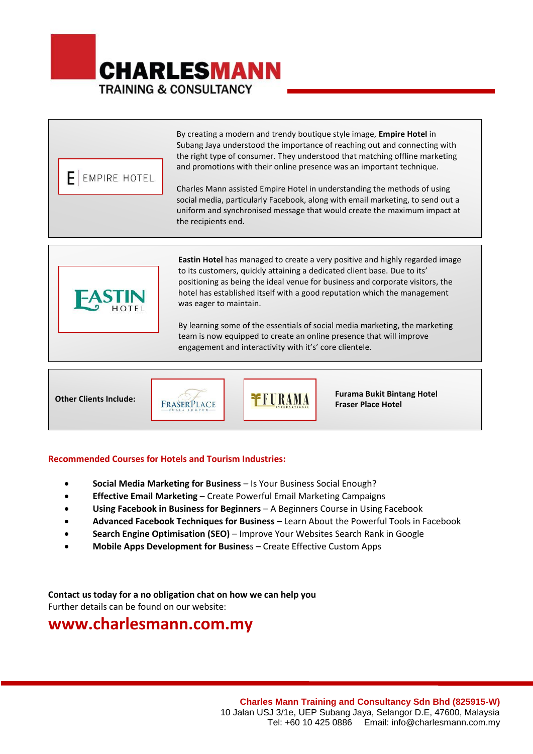# CHARLESMANN TRAINING & CONSULTANCY

EMPIRE HOTEL

By creating a modern and trendy boutique style image, **Empire Hotel** in Subang Jaya understood the importance of reaching out and connecting with the right type of consumer. They understood that matching offline marketing and promotions with their online presence was an important technique.

Charles Mann assisted Empire Hotel in understanding the methods of using social media, particularly Facebook, along with email marketing, to send out a uniform and synchronised message that would create the maximum impact at the recipients end.

EASTIN HOTEL

**Eastin Hotel** has managed to create a very positive and highly regarded image to its customers, quickly attaining a dedicated client base. Due to its' positioning as being the ideal venue for business and corporate visitors, the hotel has established itself with a good reputation which the management was eager to maintain.

By learning some of the essentials of social media marketing, the marketing team is now equipped to create an online presence that will improve engagement and interactivity with it's' core clientele.

**Other Clients Include:** FRASER PLACE KUALA LUMPUR, FURAMA INTERNATIONAL

**Furama Bukit Bintang Hotel**
**Fraser Place Hotel**

## Recommended Courses for Hotels and Tourism Industries:

- **Social Media Marketing for Business** – Is Your Business Social Enough?
- **Effective Email Marketing** – Create Powerful Email Marketing Campaigns
- **Using Facebook in Business for Beginners** – A Beginners Course in Using Facebook
- **Advanced Facebook Techniques for Business** – Learn About the Powerful Tools in Facebook
- **Search Engine Optimisation (SEO)** – Improve Your Websites Search Rank in Google
- **Mobile Apps Development for Business** – Create Effective Custom Apps

**Contact us today for a no obligation chat on how we can help you**
Further details can be found on our website:

## www.charlesmann.com.my

**Charles Mann Training and Consultancy Sdn Bhd (825915-W)**
10 Jalan USJ 3/1e, UEP Subang Jaya, Selangor D.E, 47600, Malaysia
Tel: +60 10 425 0886 Email: info@charlesmann.com.my